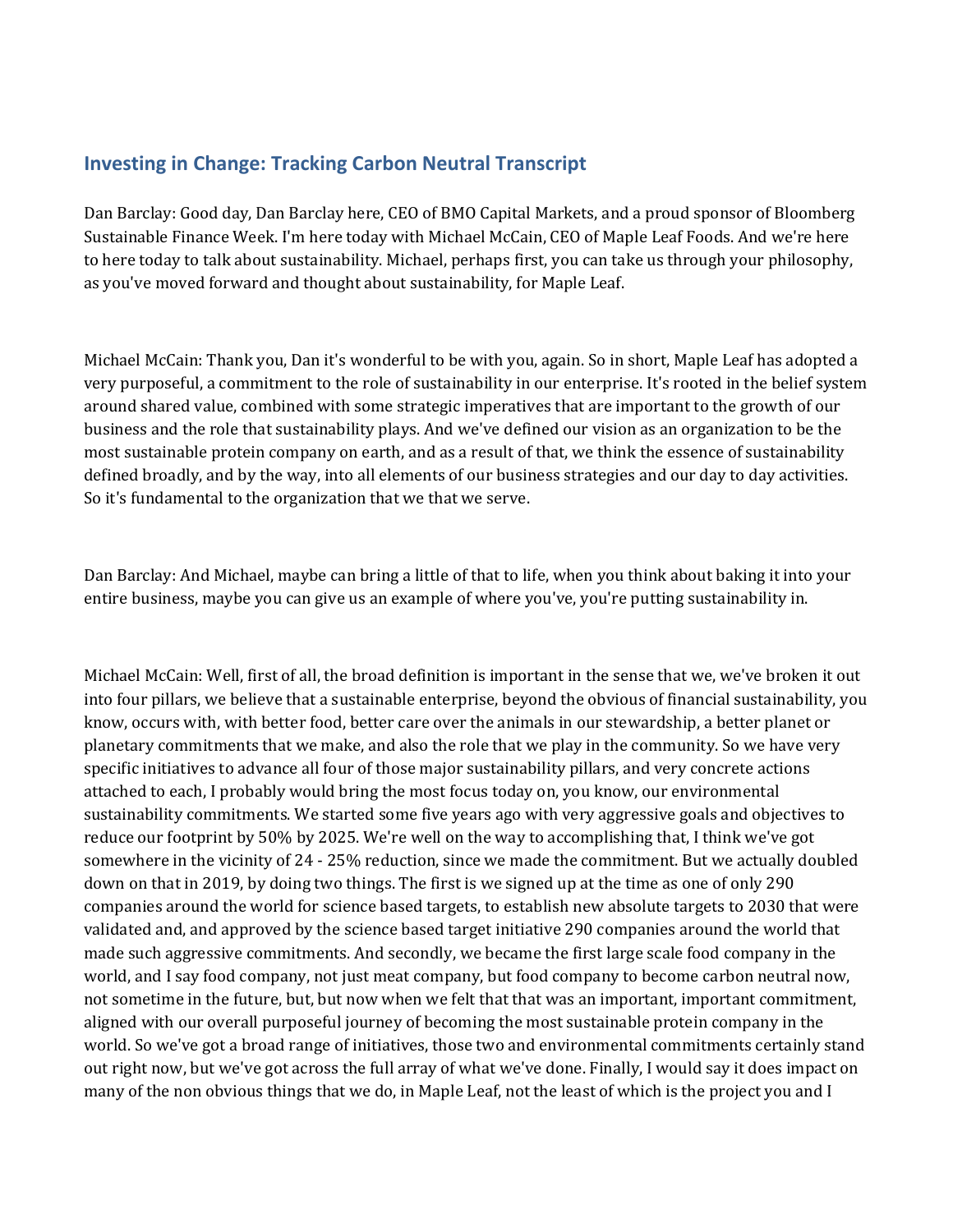## Investing in Change: Tracking Carbon Neutral Transcript

Dan Barclay: Good day, Dan Barclay here, CEO of BMO Capital Markets, and a proud sponsor of Bloomberg Sustainable Finance Week. I'm here today with Michael McCain, CEO of Maple Leaf Foods. And we're here to here today to talk about sustainability. Michael, perhaps first, you can take us through your philosophy, as you've moved forward and thought about sustainability, for Maple Leaf.

Michael McCain: Thank you, Dan it's wonderful to be with you, again. So in short, Maple Leaf has adopted a very purposeful, a commitment to the role of sustainability in our enterprise. It's rooted in the belief system around shared value, combined with some strategic imperatives that are important to the growth of our business and the role that sustainability plays. And we've defined our vision as an organization to be the most sustainable protein company on earth, and as a result of that, we think the essence of sustainability defined broadly, and by the way, into all elements of our business strategies and our day to day activities. So it's fundamental to the organization that we that we serve.

Dan Barclay: And Michael, maybe can bring a little of that to life, when you think about baking it into your entire business, maybe you can give us an example of where you've, you're putting sustainability in.

Michael McCain: Well, first of all, the broad definition is important in the sense that we, we've broken it out into four pillars, we believe that a sustainable enterprise, beyond the obvious of financial sustainability, you know, occurs with, with better food, better care over the animals in our stewardship, a better planet or planetary commitments that we make, and also the role that we play in the community. So we have very specific initiatives to advance all four of those major sustainability pillars, and very concrete actions attached to each, I probably would bring the most focus today on, you know, our environmental sustainability commitments. We started some five years ago with very aggressive goals and objectives to reduce our footprint by 50% by 2025. We're well on the way to accomplishing that, I think we've got somewhere in the vicinity of 24 - 25% reduction, since we made the commitment. But we actually doubled down on that in 2019, by doing two things. The first is we signed up at the time as one of only 290 companies around the world for science based targets, to establish new absolute targets to 2030 that were validated and, and approved by the science based target initiative 290 companies around the world that made such aggressive commitments. And secondly, we became the first large scale food company in the world, and I say food company, not just meat company, but food company to become carbon neutral now, not sometime in the future, but, but now when we felt that that was an important, important commitment, aligned with our overall purposeful journey of becoming the most sustainable protein company in the world. So we've got a broad range of initiatives, those two and environmental commitments certainly stand out right now, but we've got across the full array of what we've done. Finally, I would say it does impact on many of the non obvious things that we do, in Maple Leaf, not the least of which is the project you and I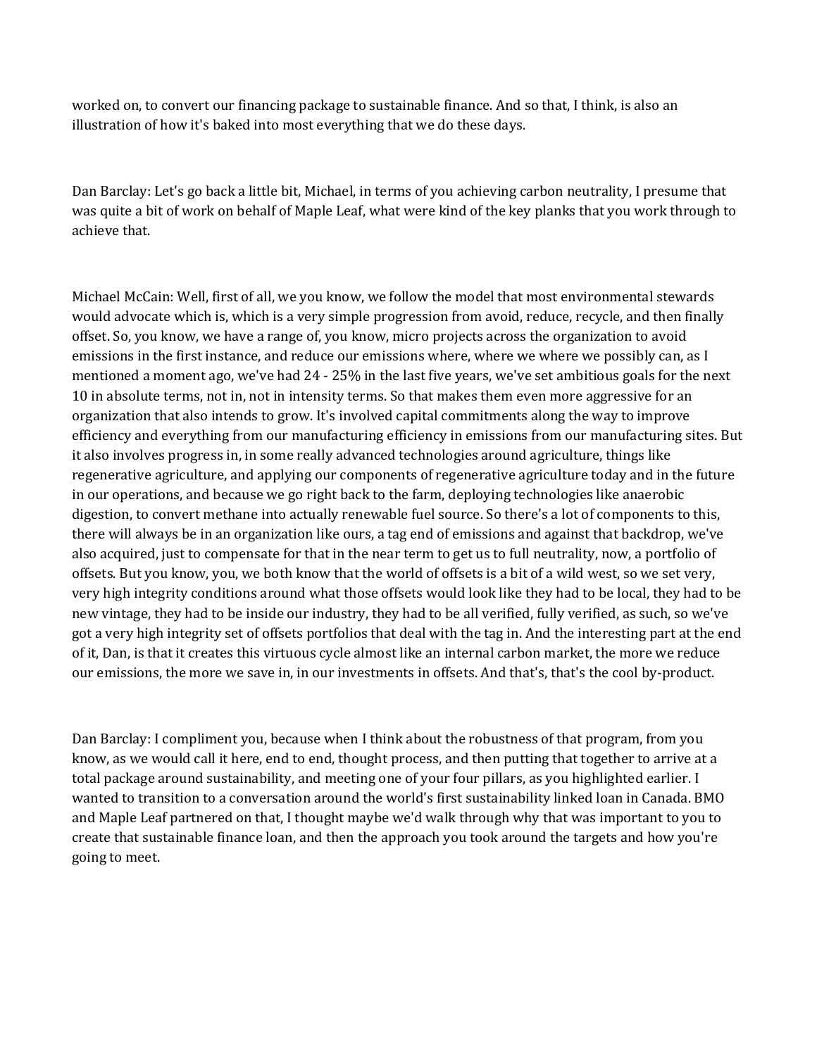worked on, to convert our financing package to sustainable finance. And so that, I think, is also an illustration of how it's baked into most everything that we do these days.

Dan Barclay: Let's go back a little bit, Michael, in terms of you achieving carbon neutrality, I presume that was quite a bit of work on behalf of Maple Leaf, what were kind of the key planks that you work through to achieve that.

Michael McCain: Well, first of all, we you know, we follow the model that most environmental stewards would advocate which is, which is a very simple progression from avoid, reduce, recycle, and then finally offset. So, you know, we have a range of, you know, micro projects across the organization to avoid emissions in the first instance, and reduce our emissions where, where we where we possibly can, as I mentioned a moment ago, we've had 24 - 25% in the last five years, we've set ambitious goals for the next 10 in absolute terms, not in, not in intensity terms. So that makes them even more aggressive for an organization that also intends to grow. It's involved capital commitments along the way to improve efficiency and everything from our manufacturing efficiency in emissions from our manufacturing sites. But it also involves progress in, in some really advanced technologies around agriculture, things like regenerative agriculture, and applying our components of regenerative agriculture today and in the future in our operations, and because we go right back to the farm, deploying technologies like anaerobic digestion, to convert methane into actually renewable fuel source. So there's a lot of components to this, there will always be in an organization like ours, a tag end of emissions and against that backdrop, we've also acquired, just to compensate for that in the near term to get us to full neutrality, now, a portfolio of offsets. But you know, you, we both know that the world of offsets is a bit of a wild west, so we set very, very high integrity conditions around what those offsets would look like they had to be local, they had to be new vintage, they had to be inside our industry, they had to be all verified, fully verified, as such, so we've got a very high integrity set of offsets portfolios that deal with the tag in. And the interesting part at the end of it, Dan, is that it creates this virtuous cycle almost like an internal carbon market, the more we reduce our emissions, the more we save in, in our investments in offsets. And that's, that's the cool by-product.

Dan Barclay: I compliment you, because when I think about the robustness of that program, from you know, as we would call it here, end to end, thought process, and then putting that together to arrive at a total package around sustainability, and meeting one of your four pillars, as you highlighted earlier. I wanted to transition to a conversation around the world's first sustainability linked loan in Canada. BMO and Maple Leaf partnered on that, I thought maybe we'd walk through why that was important to you to create that sustainable finance loan, and then the approach you took around the targets and how you're going to meet.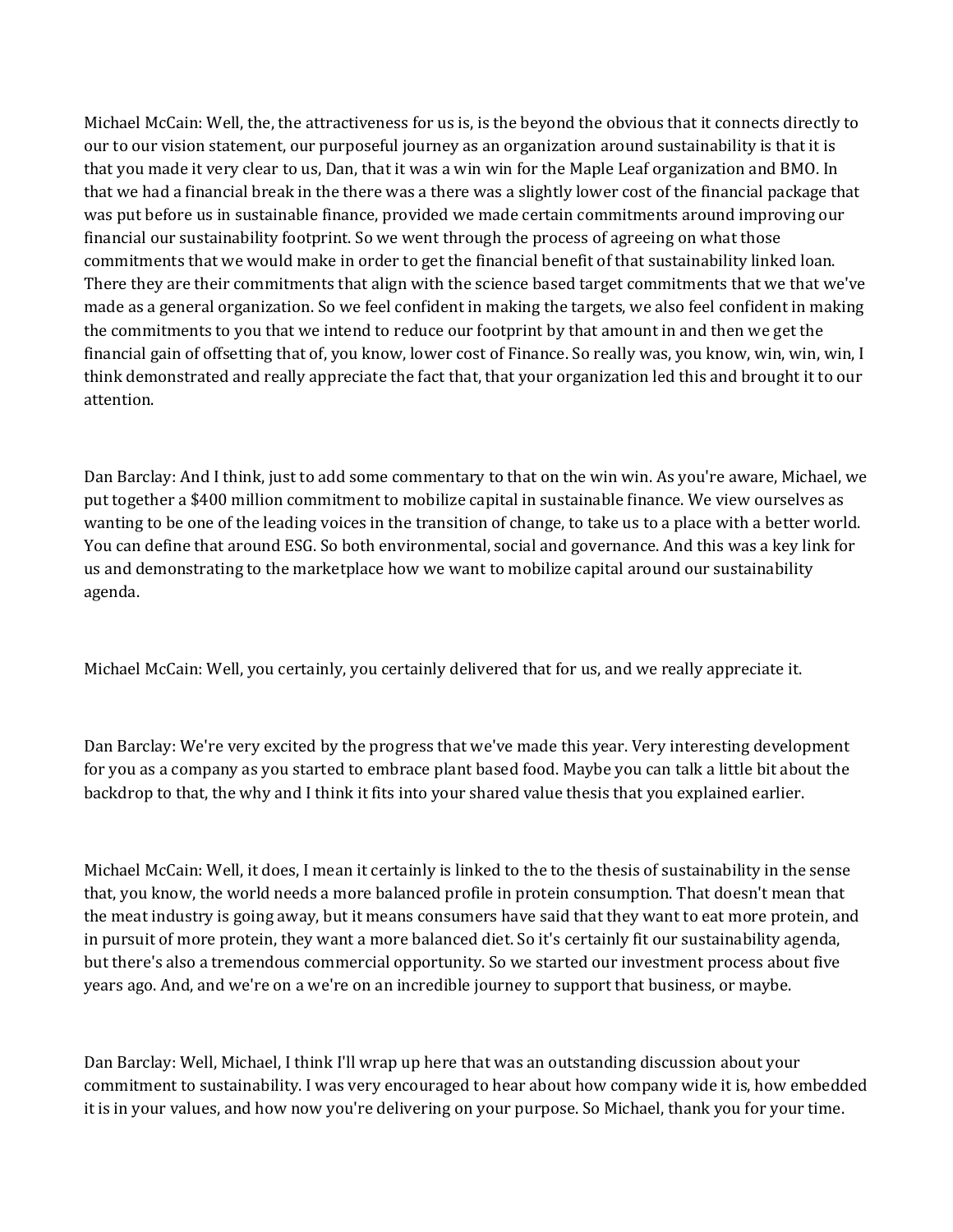Michael McCain: Well, the, the attractiveness for us is, is the beyond the obvious that it connects directly to our to our vision statement, our purposeful journey as an organization around sustainability is that it is that you made it very clear to us, Dan, that it was a win win for the Maple Leaf organization and BMO. In that we had a financial break in the there was a there was a slightly lower cost of the financial package that was put before us in sustainable finance, provided we made certain commitments around improving our financial our sustainability footprint. So we went through the process of agreeing on what those commitments that we would make in order to get the financial benefit of that sustainability linked loan. There they are their commitments that align with the science based target commitments that we that we've made as a general organization. So we feel confident in making the targets, we also feel confident in making the commitments to you that we intend to reduce our footprint by that amount in and then we get the financial gain of offsetting that of, you know, lower cost of Finance. So really was, you know, win, win, win, I think demonstrated and really appreciate the fact that, that your organization led this and brought it to our attention.

Dan Barclay: And I think, just to add some commentary to that on the win win. As you're aware, Michael, we put together a $400 million commitment to mobilize capital in sustainable finance. We view ourselves as wanting to be one of the leading voices in the transition of change, to take us to a place with a better world. You can define that around ESG. So both environmental, social and governance. And this was a key link for us and demonstrating to the marketplace how we want to mobilize capital around our sustainability agenda.

Michael McCain: Well, you certainly, you certainly delivered that for us, and we really appreciate it.

Dan Barclay: We're very excited by the progress that we've made this year. Very interesting development for you as a company as you started to embrace plant based food. Maybe you can talk a little bit about the backdrop to that, the why and I think it fits into your shared value thesis that you explained earlier.

Michael McCain: Well, it does, I mean it certainly is linked to the to the thesis of sustainability in the sense that, you know, the world needs a more balanced profile in protein consumption. That doesn't mean that the meat industry is going away, but it means consumers have said that they want to eat more protein, and in pursuit of more protein, they want a more balanced diet. So it's certainly fit our sustainability agenda, but there's also a tremendous commercial opportunity. So we started our investment process about five years ago. And, and we're on a we're on an incredible journey to support that business, or maybe.

Dan Barclay: Well, Michael, I think I'll wrap up here that was an outstanding discussion about your commitment to sustainability. I was very encouraged to hear about how company wide it is, how embedded it is in your values, and how now you're delivering on your purpose. So Michael, thank you for your time.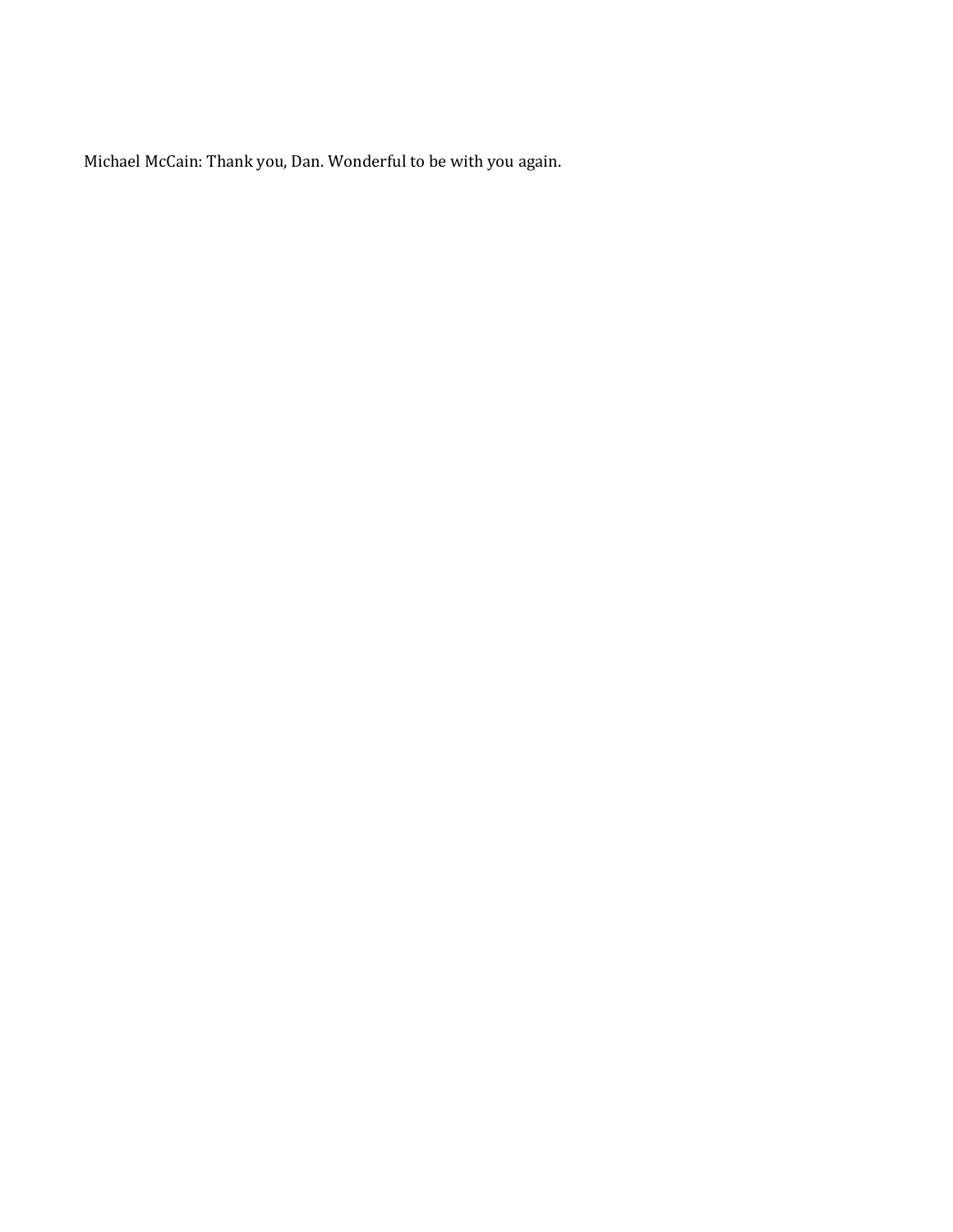Michael McCain: Thank you, Dan. Wonderful to be with you again.